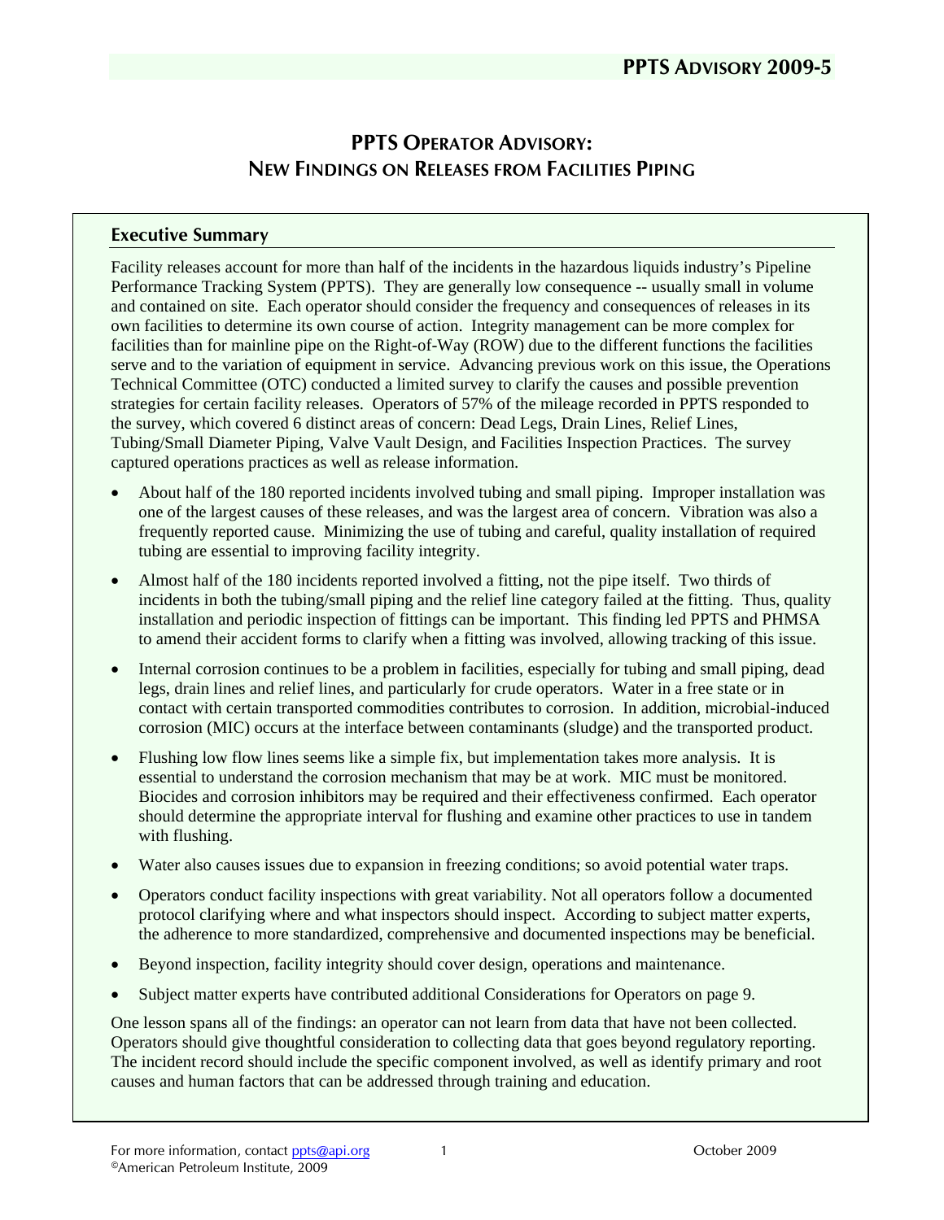# PPTS Operator Advisory: New Findings on Releases from Facilities Piping

## Executive Summary

Facility releases account for more than half of the incidents in the hazardous liquids industry's Pipeline Performance Tracking System (PPTS). They are generally low consequence -- usually small in volume and contained on site. Each operator should consider the frequency and consequences of releases in its own facilities to determine its own course of action. Integrity management can be more complex for facilities than for mainline pipe on the Right-of-Way (ROW) due to the different functions the facilities serve and to the variation of equipment in service. Advancing previous work on this issue, the Operations Technical Committee (OTC) conducted a limited survey to clarify the causes and possible prevention strategies for certain facility releases. Operators of 57% of the mileage recorded in PPTS responded to the survey, which covered 6 distinct areas of concern: Dead Legs, Drain Lines, Relief Lines, Tubing/Small Diameter Piping, Valve Vault Design, and Facilities Inspection Practices. The survey captured operations practices as well as release information.

- About half of the 180 reported incidents involved tubing and small piping. Improper installation was one of the largest causes of these releases, and was the largest area of concern. Vibration was also a frequently reported cause. Minimizing the use of tubing and careful, quality installation of required tubing are essential to improving facility integrity.
- Almost half of the 180 incidents reported involved a fitting, not the pipe itself. Two thirds of incidents in both the tubing/small piping and the relief line category failed at the fitting. Thus, quality installation and periodic inspection of fittings can be important. This finding led PPTS and PHMSA to amend their accident forms to clarify when a fitting was involved, allowing tracking of this issue.
- Internal corrosion continues to be a problem in facilities, especially for tubing and small piping, dead legs, drain lines and relief lines, and particularly for crude operators. Water in a free state or in contact with certain transported commodities contributes to corrosion. In addition, microbial-induced corrosion (MIC) occurs at the interface between contaminants (sludge) and the transported product.
- Flushing low flow lines seems like a simple fix, but implementation takes more analysis. It is essential to understand the corrosion mechanism that may be at work. MIC must be monitored. Biocides and corrosion inhibitors may be required and their effectiveness confirmed. Each operator should determine the appropriate interval for flushing and examine other practices to use in tandem with flushing.
- Water also causes issues due to expansion in freezing conditions; so avoid potential water traps.
- Operators conduct facility inspections with great variability. Not all operators follow a documented protocol clarifying where and what inspectors should inspect. According to subject matter experts, the adherence to more standardized, comprehensive and documented inspections may be beneficial.
- Beyond inspection, facility integrity should cover design, operations and maintenance.
- Subject matter experts have contributed additional Considerations for Operators on page 9.

One lesson spans all of the findings: an operator can not learn from data that have not been collected. Operators should give thoughtful consideration to collecting data that goes beyond regulatory reporting. The incident record should include the specific component involved, as well as identify primary and root causes and human factors that can be addressed through training and education.

For more information, contact ppts@api.org
©American Petroleum Institute, 2009

October 2009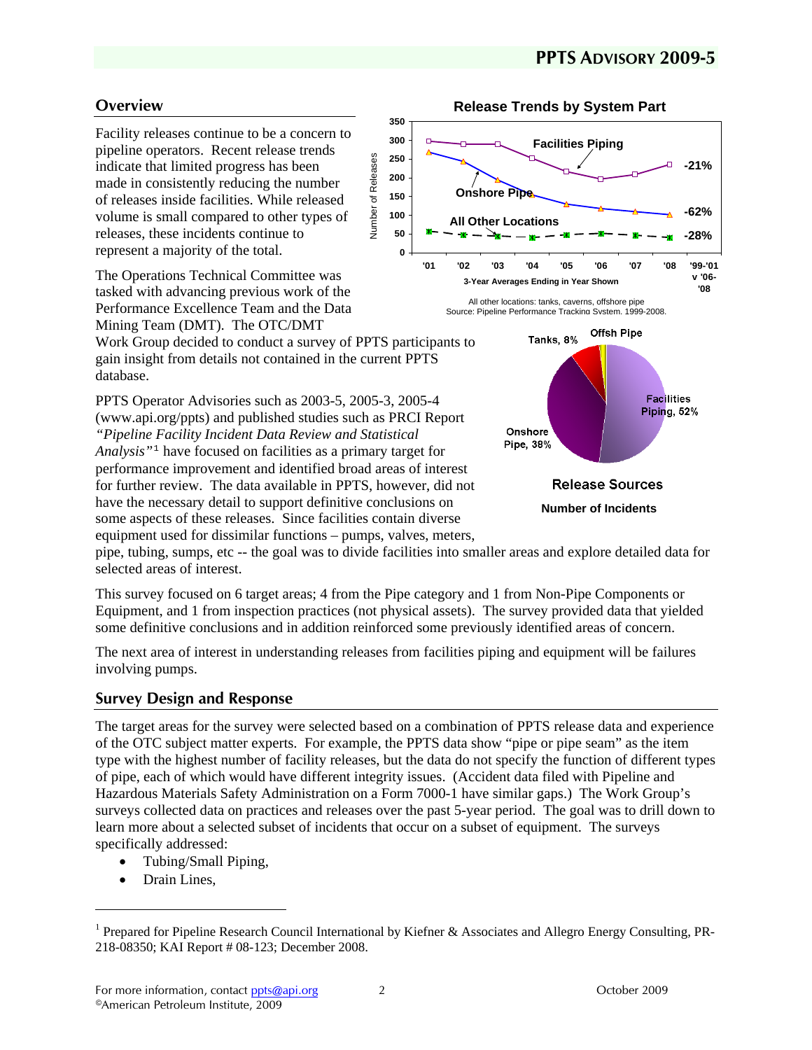## Overview

Facility releases continue to be a concern to pipeline operators. Recent release trends indicate that limited progress has been made in consistently reducing the number of releases inside facilities. While released volume is small compared to other types of releases, these incidents continue to represent a majority of the total.

**Release Trends by System Part**

All other locations: tanks, caverns, offshore pipe
Source: Pipeline Performance Tracking System, 1999-2008.

**Release Sources**

**Number of Incidents**

The Operations Technical Committee was tasked with advancing previous work of the Performance Excellence Team and the Data Mining Team (DMT). The OTC/DMT Work Group decided to conduct a survey of PPTS participants to gain insight from details not contained in the current PPTS database.

PPTS Operator Advisories such as 2003-5, 2005-3, 2005-4 (www.api.org/ppts) and published studies such as PRCI Report *"Pipeline Facility Incident Data Review and Statistical Analysis"*[1] have focused on facilities as a primary target for performance improvement and identified broad areas of interest for further review. The data available in PPTS, however, did not have the necessary detail to support definitive conclusions on some aspects of these releases. Since facilities contain diverse equipment used for dissimilar functions – pumps, valves, meters, pipe, tubing, sumps, etc -- the goal was to divide facilities into smaller areas and explore detailed data for selected areas of interest.

This survey focused on 6 target areas; 4 from the Pipe category and 1 from Non-Pipe Components or Equipment, and 1 from inspection practices (not physical assets). The survey provided data that yielded some definitive conclusions and in addition reinforced some previously identified areas of concern.

The next area of interest in understanding releases from facilities piping and equipment will be failures involving pumps.

## Survey Design and Response

The target areas for the survey were selected based on a combination of PPTS release data and experience of the OTC subject matter experts. For example, the PPTS data show "pipe or pipe seam" as the item type with the highest number of facility releases, but the data do not specify the function of different types of pipe, each of which would have different integrity issues. (Accident data filed with Pipeline and Hazardous Materials Safety Administration on a Form 7000-1 have similar gaps.) The Work Group's surveys collected data on practices and releases over the past 5-year period. The goal was to drill down to learn more about a selected subset of incidents that occur on a subset of equipment. The surveys specifically addressed:

- Tubing/Small Piping,
- Drain Lines,

[1] Prepared for Pipeline Research Council International by Kiefner & Associates and Allegro Energy Consulting, PR-218-08350; KAI Report # 08-123; December 2008.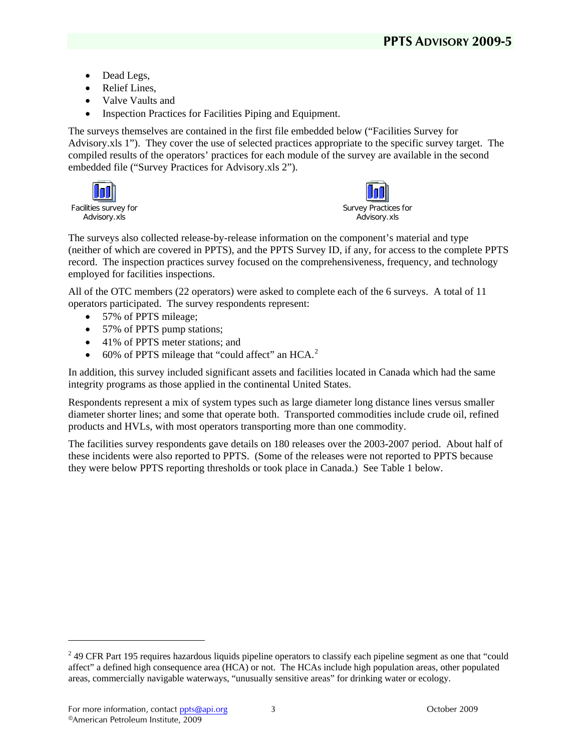- Dead Legs,
- Relief Lines,
- Valve Vaults and
- Inspection Practices for Facilities Piping and Equipment.

The surveys themselves are contained in the first file embedded below ("Facilities Survey for Advisory.xls 1"). They cover the use of selected practices appropriate to the specific survey target. The compiled results of the operators' practices for each module of the survey are available in the second embedded file ("Survey Practices for Advisory.xls 2").

Facilities survey for Advisory.xls

Survey Practices for Advisory.xls

The surveys also collected release-by-release information on the component's material and type (neither of which are covered in PPTS), and the PPTS Survey ID, if any, for access to the complete PPTS record. The inspection practices survey focused on the comprehensiveness, frequency, and technology employed for facilities inspections.

All of the OTC members (22 operators) were asked to complete each of the 6 surveys. A total of 11 operators participated. The survey respondents represent:

- 57% of PPTS mileage;
- 57% of PPTS pump stations;
- 41% of PPTS meter stations; and
- 60% of PPTS mileage that "could affect" an HCA.[2]

In addition, this survey included significant assets and facilities located in Canada which had the same integrity programs as those applied in the continental United States.

Respondents represent a mix of system types such as large diameter long distance lines versus smaller diameter shorter lines; and some that operate both. Transported commodities include crude oil, refined products and HVLs, with most operators transporting more than one commodity.

The facilities survey respondents gave details on 180 releases over the 2003-2007 period. About half of these incidents were also reported to PPTS. (Some of the releases were not reported to PPTS because they were below PPTS reporting thresholds or took place in Canada.) See Table 1 below.

[2] 49 CFR Part 195 requires hazardous liquids pipeline operators to classify each pipeline segment as one that "could affect" a defined high consequence area (HCA) or not. The HCAs include high population areas, other populated areas, commercially navigable waterways, "unusually sensitive areas" for drinking water or ecology.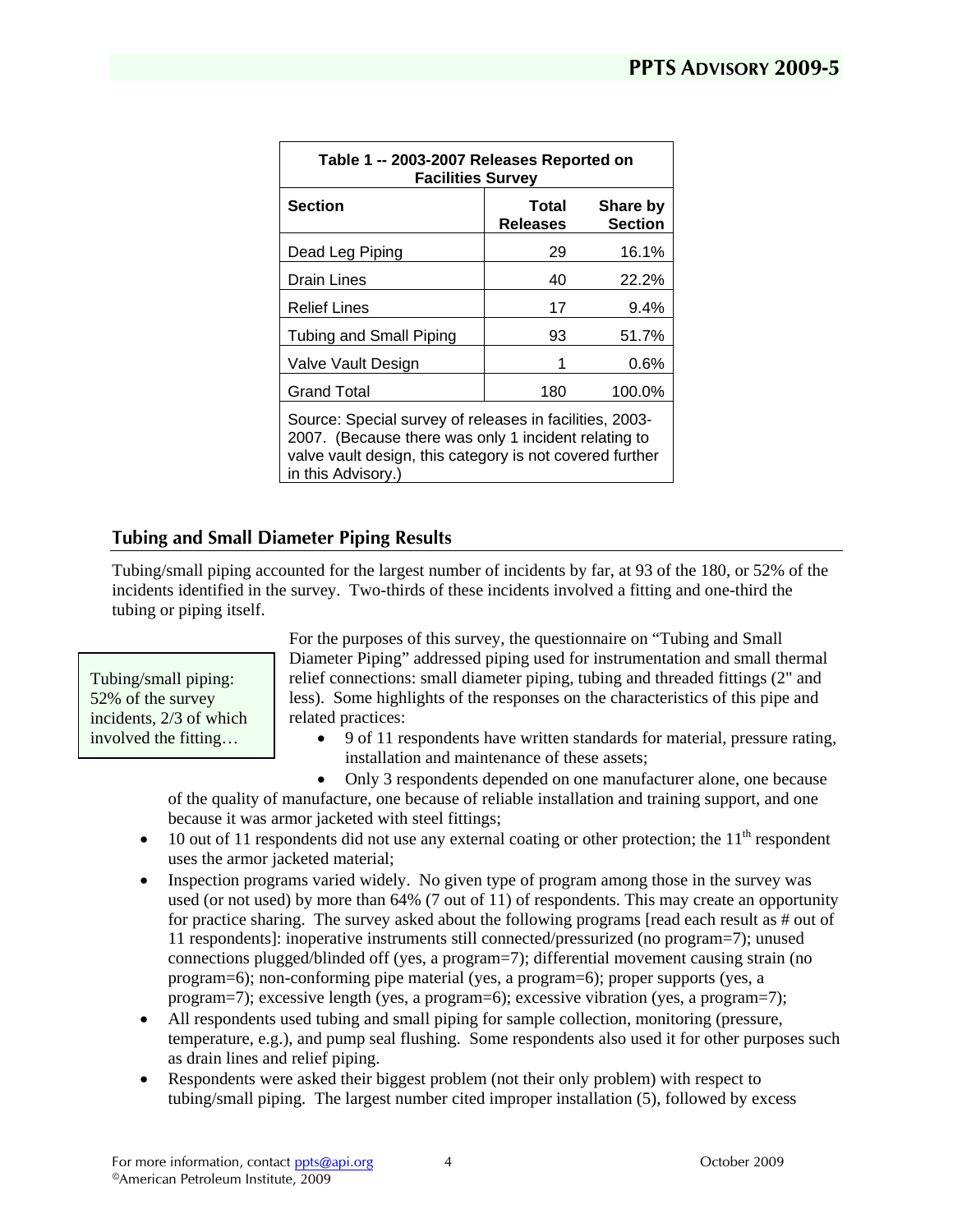**Table 1 -- 2003-2007 Releases Reported on Facilities Survey**

| Section | Total Releases | Share by Section |
|---|---|---|
| Dead Leg Piping | 29 | 16.1% |
| Drain Lines | 40 | 22.2% |
| Relief Lines | 17 | 9.4% |
| Tubing and Small Piping | 93 | 51.7% |
| Valve Vault Design | 1 | 0.6% |
| Grand Total | 180 | 100.0% |

Source: Special survey of releases in facilities, 2003-2007. (Because there was only 1 incident relating to valve vault design, this category is not covered further in this Advisory.)

## Tubing and Small Diameter Piping Results

Tubing/small piping accounted for the largest number of incidents by far, at 93 of the 180, or 52% of the incidents identified in the survey. Two-thirds of these incidents involved a fitting and one-third the tubing or piping itself.

> Tubing/small piping: 52% of the survey incidents, 2/3 of which involved the fitting…

For the purposes of this survey, the questionnaire on "Tubing and Small Diameter Piping" addressed piping used for instrumentation and small thermal relief connections: small diameter piping, tubing and threaded fittings (2" and less). Some highlights of the responses on the characteristics of this pipe and related practices:

- 9 of 11 respondents have written standards for material, pressure rating, installation and maintenance of these assets;
- Only 3 respondents depended on one manufacturer alone, one because of the quality of manufacture, one because of reliable installation and training support, and one because it was armor jacketed with steel fittings;
- 10 out of 11 respondents did not use any external coating or other protection; the 11th respondent uses the armor jacketed material;
- Inspection programs varied widely. No given type of program among those in the survey was used (or not used) by more than 64% (7 out of 11) of respondents. This may create an opportunity for practice sharing. The survey asked about the following programs [read each result as # out of 11 respondents]: inoperative instruments still connected/pressurized (no program=7); unused connections plugged/blinded off (yes, a program=7); differential movement causing strain (no program=6); non-conforming pipe material (yes, a program=6); proper supports (yes, a program=7); excessive length (yes, a program=6); excessive vibration (yes, a program=7);
- All respondents used tubing and small piping for sample collection, monitoring (pressure, temperature, e.g.), and pump seal flushing. Some respondents also used it for other purposes such as drain lines and relief piping.
- Respondents were asked their biggest problem (not their only problem) with respect to tubing/small piping. The largest number cited improper installation (5), followed by excess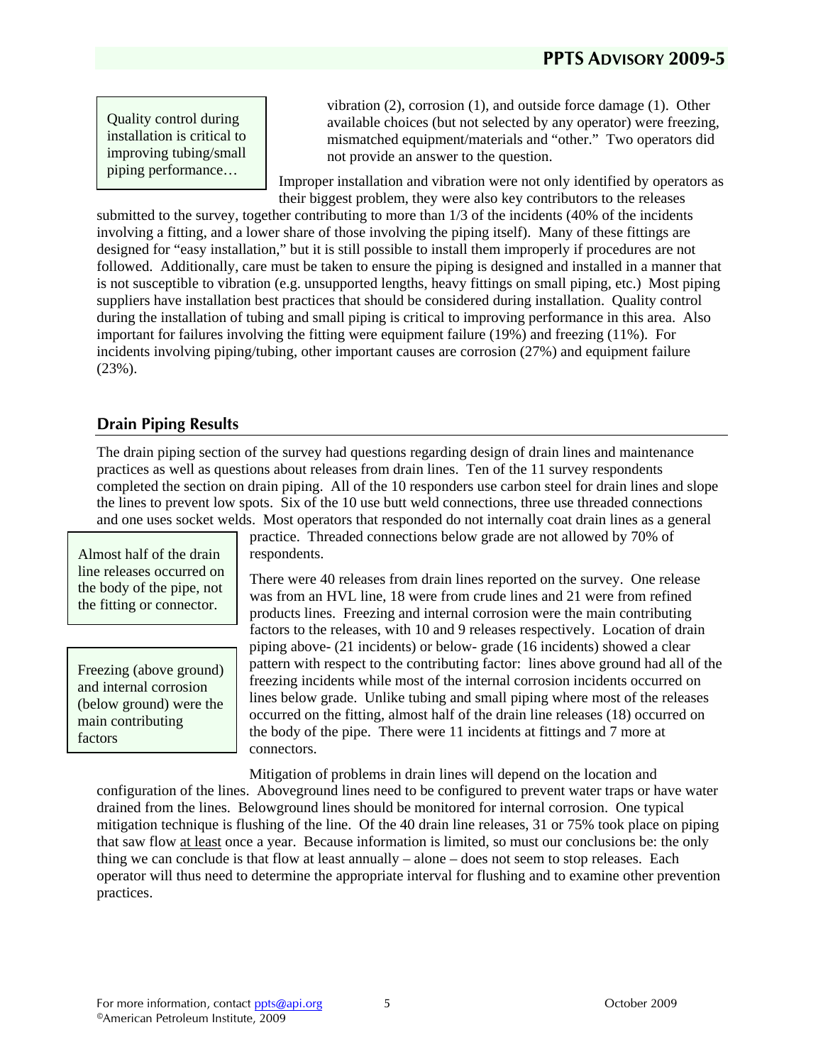> Quality control during installation is critical to improving tubing/small piping performance…

vibration (2), corrosion (1), and outside force damage (1). Other available choices (but not selected by any operator) were freezing, mismatched equipment/materials and "other." Two operators did not provide an answer to the question.

Improper installation and vibration were not only identified by operators as their biggest problem, they were also key contributors to the releases submitted to the survey, together contributing to more than 1/3 of the incidents (40% of the incidents involving a fitting, and a lower share of those involving the piping itself). Many of these fittings are designed for "easy installation," but it is still possible to install them improperly if procedures are not followed. Additionally, care must be taken to ensure the piping is designed and installed in a manner that is not susceptible to vibration (e.g. unsupported lengths, heavy fittings on small piping, etc.) Most piping suppliers have installation best practices that should be considered during installation. Quality control during the installation of tubing and small piping is critical to improving performance in this area. Also important for failures involving the fitting were equipment failure (19%) and freezing (11%). For incidents involving piping/tubing, other important causes are corrosion (27%) and equipment failure (23%).

## Drain Piping Results

The drain piping section of the survey had questions regarding design of drain lines and maintenance practices as well as questions about releases from drain lines. Ten of the 11 survey respondents completed the section on drain piping. All of the 10 responders use carbon steel for drain lines and slope the lines to prevent low spots. Six of the 10 use butt weld connections, three use threaded connections and one uses socket welds. Most operators that responded do not internally coat drain lines as a general practice. Threaded connections below grade are not allowed by 70% of respondents.

> Almost half of the drain line releases occurred on the body of the pipe, not the fitting or connector.

> Freezing (above ground) and internal corrosion (below ground) were the main contributing factors

There were 40 releases from drain lines reported on the survey. One release was from an HVL line, 18 were from crude lines and 21 were from refined products lines. Freezing and internal corrosion were the main contributing factors to the releases, with 10 and 9 releases respectively. Location of drain piping above- (21 incidents) or below- grade (16 incidents) showed a clear pattern with respect to the contributing factor: lines above ground had all of the freezing incidents while most of the internal corrosion incidents occurred on lines below grade. Unlike tubing and small piping where most of the releases occurred on the fitting, almost half of the drain line releases (18) occurred on the body of the pipe. There were 11 incidents at fittings and 7 more at connectors.

Mitigation of problems in drain lines will depend on the location and configuration of the lines. Aboveground lines need to be configured to prevent water traps or have water drained from the lines. Belowground lines should be monitored for internal corrosion. One typical mitigation technique is flushing of the line. Of the 40 drain line releases, 31 or 75% took place on piping that saw flow <u>at least</u> once a year. Because information is limited, so must our conclusions be: the only thing we can conclude is that flow at least annually – alone – does not seem to stop releases. Each operator will thus need to determine the appropriate interval for flushing and to examine other prevention practices.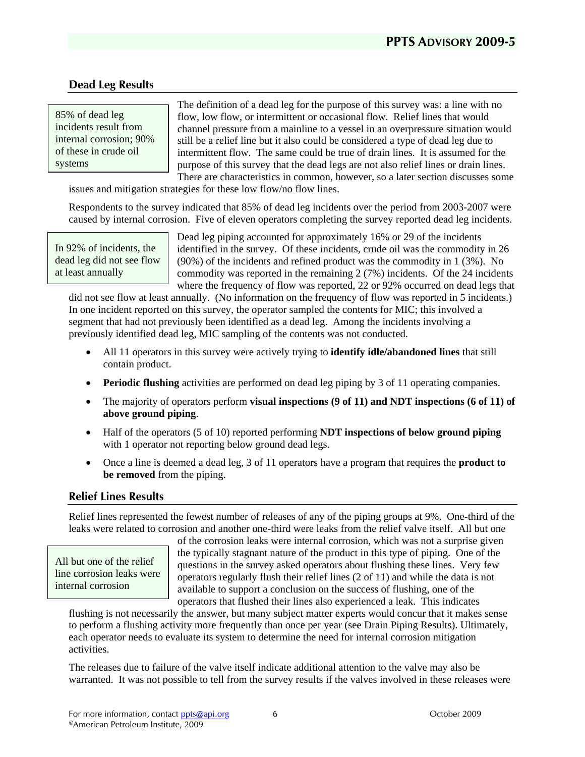## Dead Leg Results

> 85% of dead leg incidents result from internal corrosion; 90% of these in crude oil systems

The definition of a dead leg for the purpose of this survey was: a line with no flow, low flow, or intermittent or occasional flow. Relief lines that would channel pressure from a mainline to a vessel in an overpressure situation would still be a relief line but it also could be considered a type of dead leg due to intermittent flow. The same could be true of drain lines. It is assumed for the purpose of this survey that the dead legs are not also relief lines or drain lines. There are characteristics in common, however, so a later section discusses some issues and mitigation strategies for these low flow/no flow lines.

Respondents to the survey indicated that 85% of dead leg incidents over the period from 2003-2007 were caused by internal corrosion. Five of eleven operators completing the survey reported dead leg incidents.

> In 92% of incidents, the dead leg did not see flow at least annually

Dead leg piping accounted for approximately 16% or 29 of the incidents identified in the survey. Of these incidents, crude oil was the commodity in 26 (90%) of the incidents and refined product was the commodity in 1 (3%). No commodity was reported in the remaining 2 (7%) incidents. Of the 24 incidents where the frequency of flow was reported, 22 or 92% occurred on dead legs that did not see flow at least annually. (No information on the frequency of flow was reported in 5 incidents.) In one incident reported on this survey, the operator sampled the contents for MIC; this involved a segment that had not previously been identified as a dead leg. Among the incidents involving a previously identified dead leg, MIC sampling of the contents was not conducted.

- All 11 operators in this survey were actively trying to **identify idle/abandoned lines** that still contain product.
- **Periodic flushing** activities are performed on dead leg piping by 3 of 11 operating companies.
- The majority of operators perform **visual inspections (9 of 11) and NDT inspections (6 of 11) of above ground piping**.
- Half of the operators (5 of 10) reported performing **NDT inspections of below ground piping** with 1 operator not reporting below ground dead legs.
- Once a line is deemed a dead leg, 3 of 11 operators have a program that requires the **product to be removed** from the piping.

## Relief Lines Results

Relief lines represented the fewest number of releases of any of the piping groups at 9%. One-third of the leaks were related to corrosion and another one-third were leaks from the relief valve itself. All but one of the corrosion leaks were internal corrosion, which was not a surprise given the typically stagnant nature of the product in this type of piping. One of the questions in the survey asked operators about flushing these lines. Very few operators regularly flush their relief lines (2 of 11) and while the data is not available to support a conclusion on the success of flushing, one of the operators that flushed their lines also experienced a leak. This indicates flushing is not necessarily the answer, but many subject matter experts would concur that it makes sense to perform a flushing activity more frequently than once per year (see Drain Piping Results). Ultimately, each operator needs to evaluate its system to determine the need for internal corrosion mitigation activities.

> All but one of the relief line corrosion leaks were internal corrosion

The releases due to failure of the valve itself indicate additional attention to the valve may also be warranted. It was not possible to tell from the survey results if the valves involved in these releases were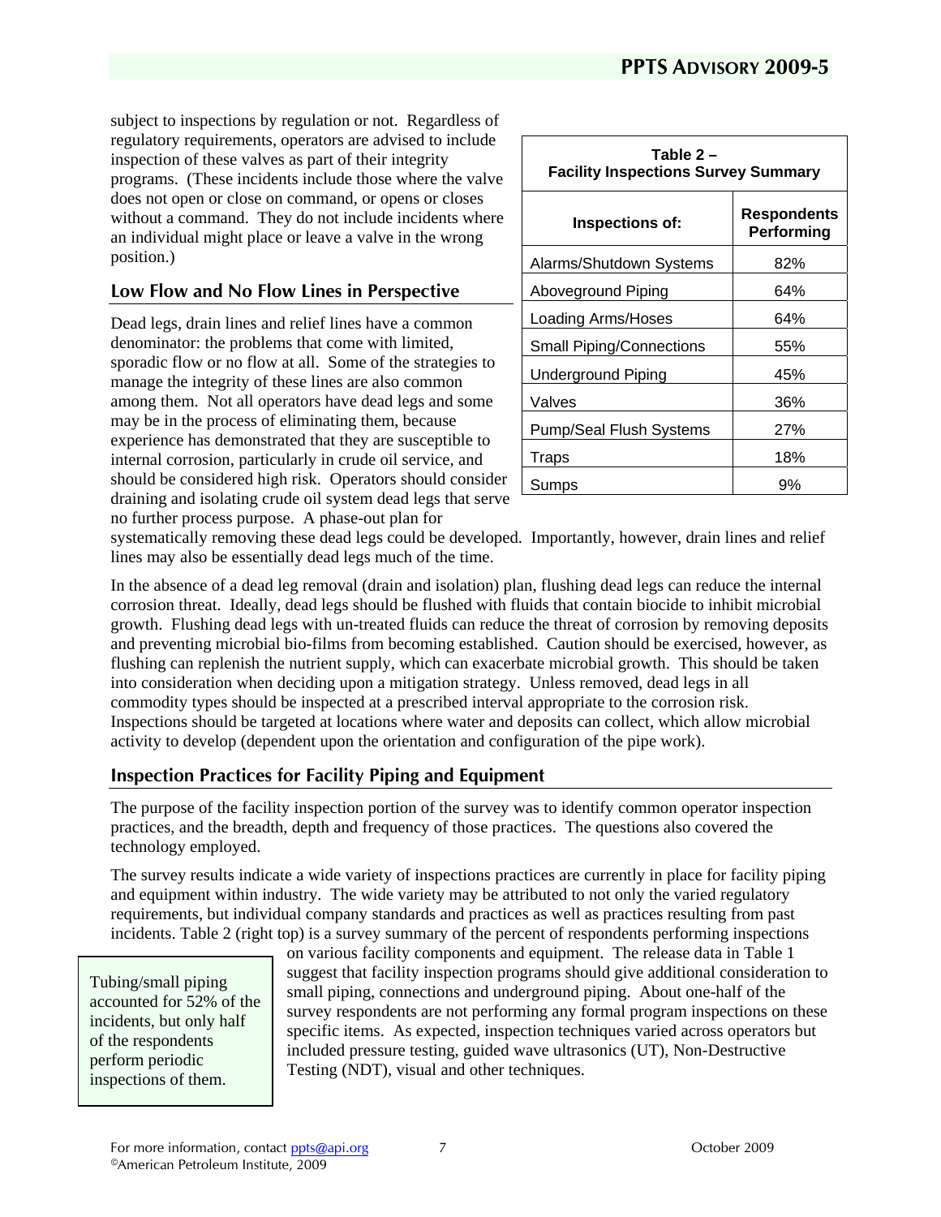subject to inspections by regulation or not. Regardless of regulatory requirements, operators are advised to include inspection of these valves as part of their integrity programs. (These incidents include those where the valve does not open or close on command, or opens or closes without a command. They do not include incidents where an individual might place or leave a valve in the wrong position.)

## Low Flow and No Flow Lines in Perspective

Dead legs, drain lines and relief lines have a common denominator: the problems that come with limited, sporadic flow or no flow at all. Some of the strategies to manage the integrity of these lines are also common among them. Not all operators have dead legs and some may be in the process of eliminating them, because experience has demonstrated that they are susceptible to internal corrosion, particularly in crude oil service, and should be considered high risk. Operators should consider draining and isolating crude oil system dead legs that serve no further process purpose. A phase-out plan for systematically removing these dead legs could be developed. Importantly, however, drain lines and relief lines may also be essentially dead legs much of the time.

**Table 2 – Facility Inspections Survey Summary**

| Inspections of: | Respondents Performing |
|---|---|
| Alarms/Shutdown Systems | 82% |
| Aboveground Piping | 64% |
| Loading Arms/Hoses | 64% |
| Small Piping/Connections | 55% |
| Underground Piping | 45% |
| Valves | 36% |
| Pump/Seal Flush Systems | 27% |
| Traps | 18% |
| Sumps | 9% |

In the absence of a dead leg removal (drain and isolation) plan, flushing dead legs can reduce the internal corrosion threat. Ideally, dead legs should be flushed with fluids that contain biocide to inhibit microbial growth. Flushing dead legs with un-treated fluids can reduce the threat of corrosion by removing deposits and preventing microbial bio-films from becoming established. Caution should be exercised, however, as flushing can replenish the nutrient supply, which can exacerbate microbial growth. This should be taken into consideration when deciding upon a mitigation strategy. Unless removed, dead legs in all commodity types should be inspected at a prescribed interval appropriate to the corrosion risk. Inspections should be targeted at locations where water and deposits can collect, which allow microbial activity to develop (dependent upon the orientation and configuration of the pipe work).

## Inspection Practices for Facility Piping and Equipment

The purpose of the facility inspection portion of the survey was to identify common operator inspection practices, and the breadth, depth and frequency of those practices. The questions also covered the technology employed.

The survey results indicate a wide variety of inspections practices are currently in place for facility piping and equipment within industry. The wide variety may be attributed to not only the varied regulatory requirements, but individual company standards and practices as well as practices resulting from past incidents. Table 2 (right top) is a survey summary of the percent of respondents performing inspections on various facility components and equipment. The release data in Table 1 suggest that facility inspection programs should give additional consideration to small piping, connections and underground piping. About one-half of the survey respondents are not performing any formal program inspections on these specific items. As expected, inspection techniques varied across operators but included pressure testing, guided wave ultrasonics (UT), Non-Destructive Testing (NDT), visual and other techniques.

> Tubing/small piping accounted for 52% of the incidents, but only half of the respondents perform periodic inspections of them.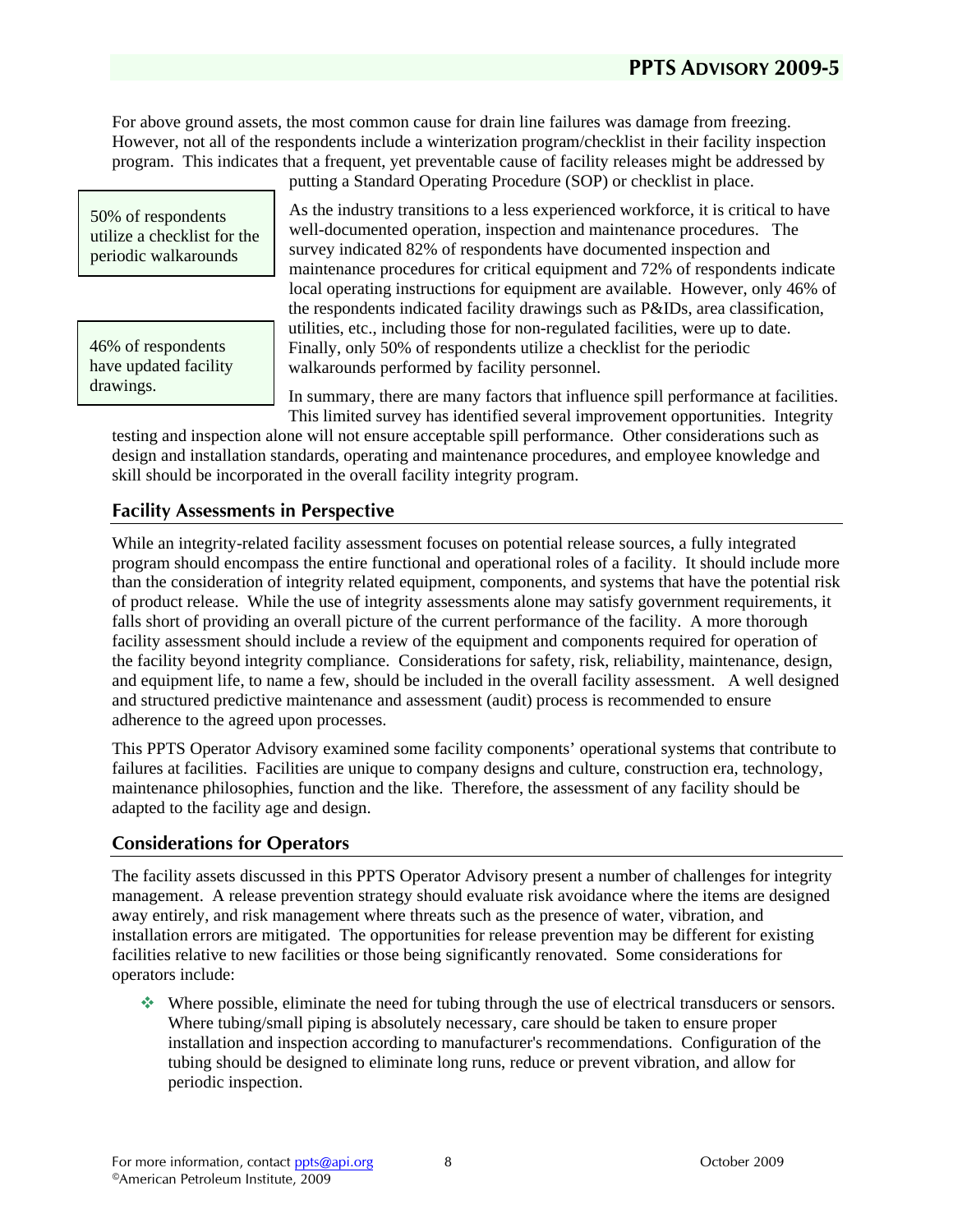For above ground assets, the most common cause for drain line failures was damage from freezing. However, not all of the respondents include a winterization program/checklist in their facility inspection program. This indicates that a frequent, yet preventable cause of facility releases might be addressed by putting a Standard Operating Procedure (SOP) or checklist in place.

> 50% of respondents utilize a checklist for the periodic walkarounds

> 46% of respondents have updated facility drawings.

As the industry transitions to a less experienced workforce, it is critical to have well-documented operation, inspection and maintenance procedures. The survey indicated 82% of respondents have documented inspection and maintenance procedures for critical equipment and 72% of respondents indicate local operating instructions for equipment are available. However, only 46% of the respondents indicated facility drawings such as P&IDs, area classification, utilities, etc., including those for non-regulated facilities, were up to date. Finally, only 50% of respondents utilize a checklist for the periodic walkarounds performed by facility personnel.

In summary, there are many factors that influence spill performance at facilities. This limited survey has identified several improvement opportunities. Integrity testing and inspection alone will not ensure acceptable spill performance. Other considerations such as design and installation standards, operating and maintenance procedures, and employee knowledge and skill should be incorporated in the overall facility integrity program.

## Facility Assessments in Perspective

While an integrity-related facility assessment focuses on potential release sources, a fully integrated program should encompass the entire functional and operational roles of a facility. It should include more than the consideration of integrity related equipment, components, and systems that have the potential risk of product release. While the use of integrity assessments alone may satisfy government requirements, it falls short of providing an overall picture of the current performance of the facility. A more thorough facility assessment should include a review of the equipment and components required for operation of the facility beyond integrity compliance. Considerations for safety, risk, reliability, maintenance, design, and equipment life, to name a few, should be included in the overall facility assessment. A well designed and structured predictive maintenance and assessment (audit) process is recommended to ensure adherence to the agreed upon processes.

This PPTS Operator Advisory examined some facility components' operational systems that contribute to failures at facilities. Facilities are unique to company designs and culture, construction era, technology, maintenance philosophies, function and the like. Therefore, the assessment of any facility should be adapted to the facility age and design.

## Considerations for Operators

The facility assets discussed in this PPTS Operator Advisory present a number of challenges for integrity management. A release prevention strategy should evaluate risk avoidance where the items are designed away entirely, and risk management where threats such as the presence of water, vibration, and installation errors are mitigated. The opportunities for release prevention may be different for existing facilities relative to new facilities or those being significantly renovated. Some considerations for operators include:

- Where possible, eliminate the need for tubing through the use of electrical transducers or sensors. Where tubing/small piping is absolutely necessary, care should be taken to ensure proper installation and inspection according to manufacturer's recommendations. Configuration of the tubing should be designed to eliminate long runs, reduce or prevent vibration, and allow for periodic inspection.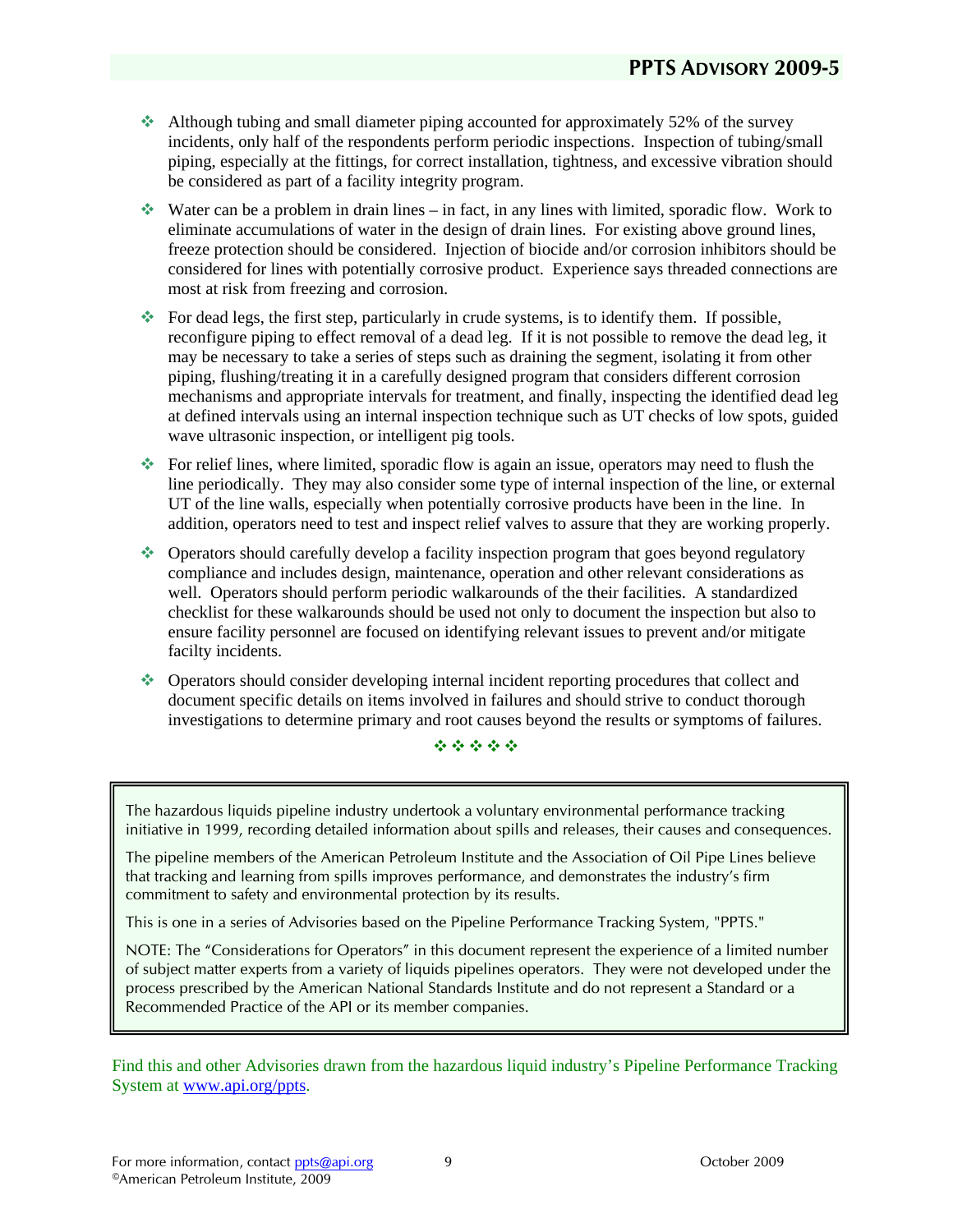- Although tubing and small diameter piping accounted for approximately 52% of the survey incidents, only half of the respondents perform periodic inspections. Inspection of tubing/small piping, especially at the fittings, for correct installation, tightness, and excessive vibration should be considered as part of a facility integrity program.
- Water can be a problem in drain lines – in fact, in any lines with limited, sporadic flow. Work to eliminate accumulations of water in the design of drain lines. For existing above ground lines, freeze protection should be considered. Injection of biocide and/or corrosion inhibitors should be considered for lines with potentially corrosive product. Experience says threaded connections are most at risk from freezing and corrosion.
- For dead legs, the first step, particularly in crude systems, is to identify them. If possible, reconfigure piping to effect removal of a dead leg. If it is not possible to remove the dead leg, it may be necessary to take a series of steps such as draining the segment, isolating it from other piping, flushing/treating it in a carefully designed program that considers different corrosion mechanisms and appropriate intervals for treatment, and finally, inspecting the identified dead leg at defined intervals using an internal inspection technique such as UT checks of low spots, guided wave ultrasonic inspection, or intelligent pig tools.
- For relief lines, where limited, sporadic flow is again an issue, operators may need to flush the line periodically. They may also consider some type of internal inspection of the line, or external UT of the line walls, especially when potentially corrosive products have been in the line. In addition, operators need to test and inspect relief valves to assure that they are working properly.
- Operators should carefully develop a facility inspection program that goes beyond regulatory compliance and includes design, maintenance, operation and other relevant considerations as well. Operators should perform periodic walkarounds of the their facilities. A standardized checklist for these walkarounds should be used not only to document the inspection but also to ensure facility personnel are focused on identifying relevant issues to prevent and/or mitigate facilty incidents.
- Operators should consider developing internal incident reporting procedures that collect and document specific details on items involved in failures and should strive to conduct thorough investigations to determine primary and root causes beyond the results or symptoms of failures.

❖ ❖ ❖ ❖ ❖

> The hazardous liquids pipeline industry undertook a voluntary environmental performance tracking initiative in 1999, recording detailed information about spills and releases, their causes and consequences.
>
> The pipeline members of the American Petroleum Institute and the Association of Oil Pipe Lines believe that tracking and learning from spills improves performance, and demonstrates the industry's firm commitment to safety and environmental protection by its results.
>
> This is one in a series of Advisories based on the Pipeline Performance Tracking System, "PPTS."
>
> NOTE: The "Considerations for Operators" in this document represent the experience of a limited number of subject matter experts from a variety of liquids pipelines operators. They were not developed under the process prescribed by the American National Standards Institute and do not represent a Standard or a Recommended Practice of the API or its member companies.

Find this and other Advisories drawn from the hazardous liquid industry's Pipeline Performance Tracking System at www.api.org/ppts.